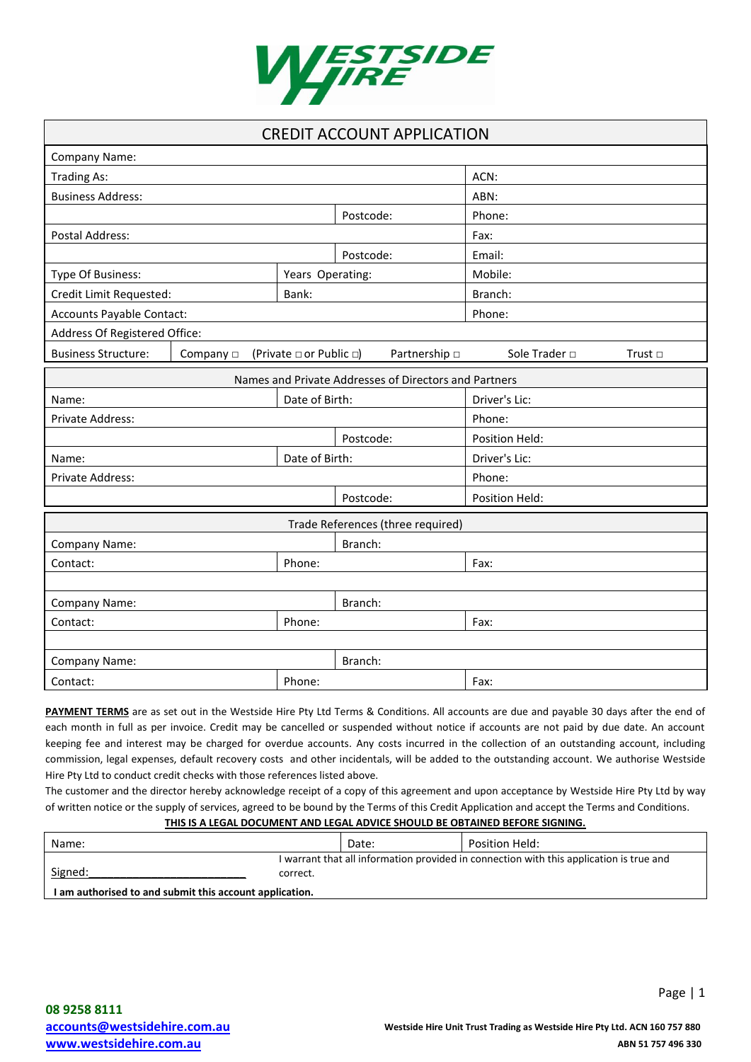# WESTSIDE HIRE

## CREDIT ACCOUNT APPLICATION

| | | | |
|---|---|---|---|
| Company Name: | | | |
| Trading As: | | | ACN: |
| Business Address: | | | ABN: |
| | | Postcode: | Phone: |
| Postal Address: | | | Fax: |
| | | Postcode: | Email: |
| Type Of Business: | Years Operating: | | Mobile: |
| Credit Limit Requested: | Bank: | | Branch: |
| Accounts Payable Contact: | | | Phone: |
| Address Of Registered Office: | | | |

Business Structure: Company □ (Private □ or Public □) Partnership □ Sole Trader □ Trust □

### Names and Private Addresses of Directors and Partners

| | | | |
|---|---|---|---|
| Name: | Date of Birth: | | Driver's Lic: |
| Private Address: | | | Phone: |
| | | Postcode: | Position Held: |
| Name: | Date of Birth: | | Driver's Lic: |
| Private Address: | | | Phone: |
| | | Postcode: | Position Held: |

### Trade References (three required)

| | | | |
|---|---|---|---|
| Company Name: | | Branch: | |
| Contact: | Phone: | | Fax: |
| | | | |
| Company Name: | | Branch: | |
| Contact: | Phone: | | Fax: |
| | | | |
| Company Name: | | Branch: | |
| Contact: | Phone: | | Fax: |

**PAYMENT TERMS** are as set out in the Westside Hire Pty Ltd Terms & Conditions. All accounts are due and payable 30 days after the end of each month in full as per invoice. Credit may be cancelled or suspended without notice if accounts are not paid by due date. An account keeping fee and interest may be charged for overdue accounts. Any costs incurred in the collection of an outstanding account, including commission, legal expenses, default recovery costs and other incidentals, will be added to the outstanding account. We authorise Westside Hire Pty Ltd to conduct credit checks with those references listed above.

The customer and the director hereby acknowledge receipt of a copy of this agreement and upon acceptance by Westside Hire Pty Ltd by way of written notice or the supply of services, agreed to be bound by the Terms of this Credit Application and accept the Terms and Conditions.

**THIS IS A LEGAL DOCUMENT AND LEGAL ADVICE SHOULD BE OBTAINED BEFORE SIGNING.**

| | | |
|---|---|---|
| Name: | Date: | Position Held: |
| Signed:_______________________ | I warrant that all information provided in connection with this application is true and correct. | |
| **I am authorised to and submit this account application.** | | |

08 9258 8111
accounts@westsidehire.com.au
www.westsidehire.com.au

**Westside Hire Unit Trust Trading as Westside Hire Pty Ltd. ACN 160 757 880**
**ABN 51 757 496 330**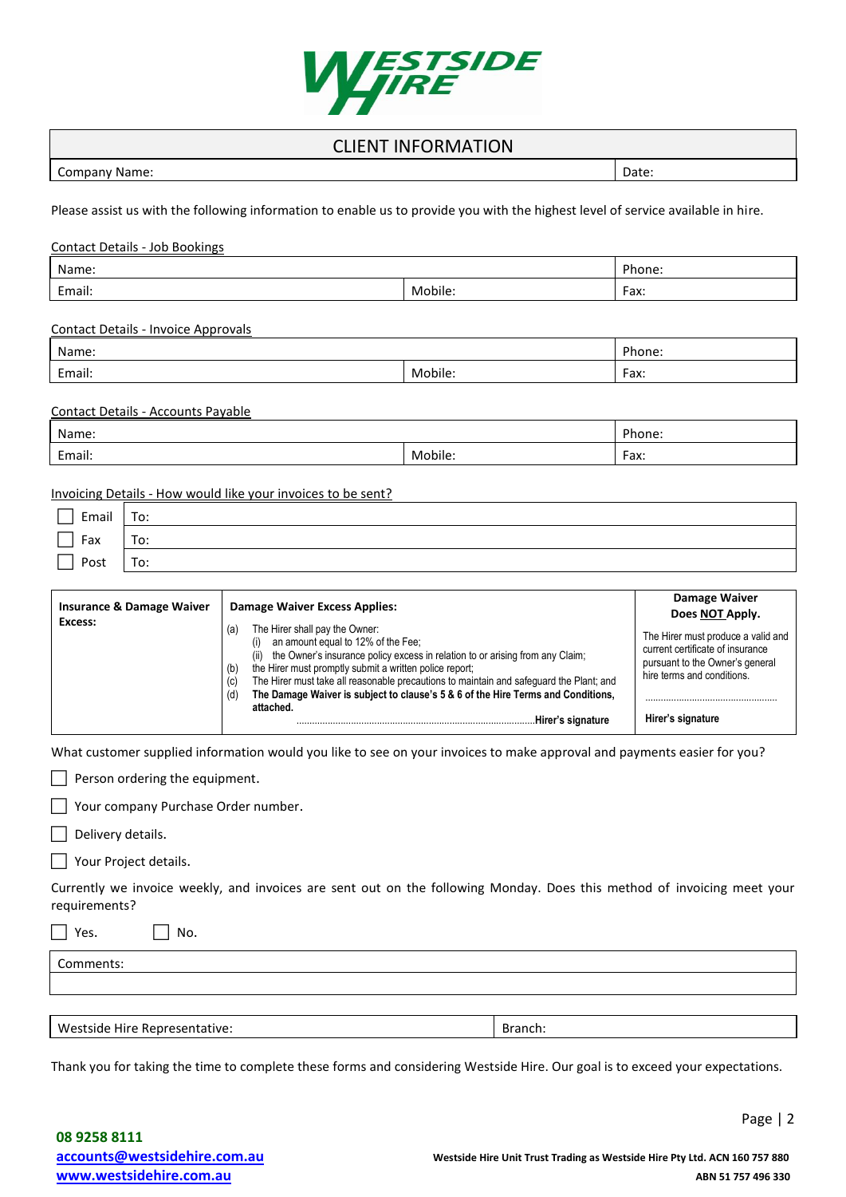# CLIENT INFORMATION

| Company Name: | Date: |
|---|---|

Please assist us with the following information to enable us to provide you with the highest level of service available in hire.

Contact Details - Job Bookings

| Name: | | Phone: |
|---|---|---|
| Email: | Mobile: | Fax: |

Contact Details - Invoice Approvals

| Name: | | Phone: |
|---|---|---|
| Email: | Mobile: | Fax: |

Contact Details - Accounts Payable

| Name: | | Phone: |
|---|---|---|
| Email: | Mobile: | Fax: |

Invoicing Details - How would like your invoices to be sent?

| | |
|---|---|
| ☐ Email | To: |
| ☐ Fax | To: |
| ☐ Post | To: |

| **Insurance & Damage Waiver Excess:** | **Damage Waiver Excess Applies:** | **Damage Waiver Does NOT Apply.** |
|---|---|---|
| | (a) The Hirer shall pay the Owner: (i) an amount equal to 12% of the Fee; (ii) the Owner's insurance policy excess in relation to or arising from any Claim; (b) the Hirer must promptly submit a written police report; (c) The Hirer must take all reasonable precautions to maintain and safeguard the Plant; and (d) **The Damage Waiver is subject to clause's 5 & 6 of the Hire Terms and Conditions, attached.** ..............................**Hirer's signature** | The Hirer must produce a valid and current certificate of insurance pursuant to the Owner's general hire terms and conditions. .............................. **Hirer's signature** |

What customer supplied information would you like to see on your invoices to make approval and payments easier for you?

☐ Person ordering the equipment.

☐ Your company Purchase Order number.

☐ Delivery details.

☐ Your Project details.

Currently we invoice weekly, and invoices are sent out on the following Monday. Does this method of invoicing meet your requirements?

☐ Yes. ☐ No.

| Comments: |
|---|
| |

| Westside Hire Representative: | Branch: |
|---|---|

Thank you for taking the time to complete these forms and considering Westside Hire. Our goal is to exceed your expectations.

**08 9258 8111**
**accounts@westsidehire.com.au**
**www.westsidehire.com.au**

**Westside Hire Unit Trust Trading as Westside Hire Pty Ltd. ACN 160 757 880**
**ABN 51 757 496 330**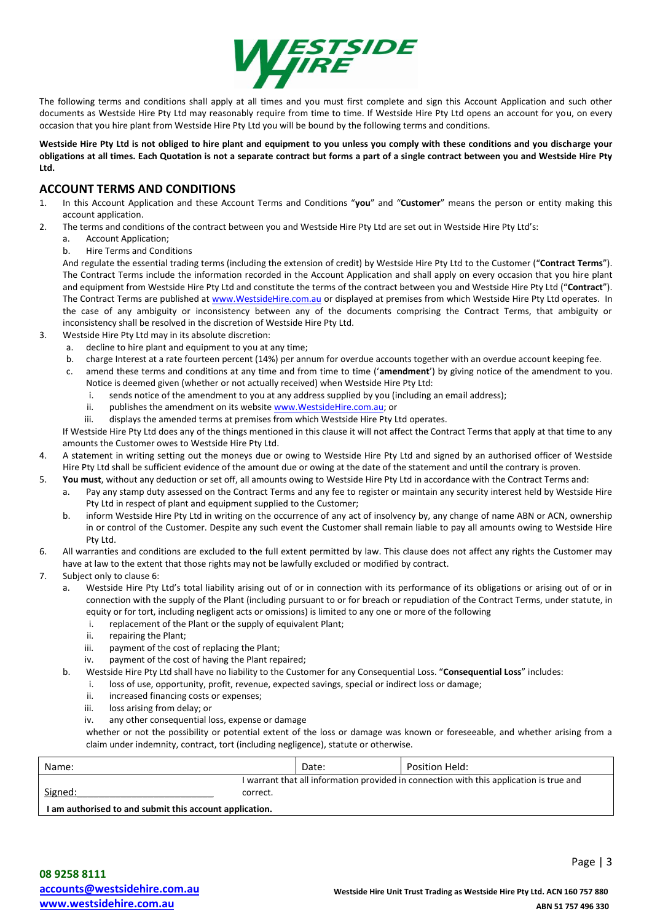The following terms and conditions shall apply at all times and you must first complete and sign this Account Application and such other documents as Westside Hire Pty Ltd may reasonably require from time to time. If Westside Hire Pty Ltd opens an account for you, on every occasion that you hire plant from Westside Hire Pty Ltd you will be bound by the following terms and conditions.

**Westside Hire Pty Ltd is not obliged to hire plant and equipment to you unless you comply with these conditions and you discharge your obligations at all times. Each Quotation is not a separate contract but forms a part of a single contract between you and Westside Hire Pty Ltd.**

## ACCOUNT TERMS AND CONDITIONS

1. In this Account Application and these Account Terms and Conditions "**you**" and "**Customer**" means the person or entity making this account application.
2. The terms and conditions of the contract between you and Westside Hire Pty Ltd are set out in Westside Hire Pty Ltd's:
   a. Account Application;
   b. Hire Terms and Conditions

   And regulate the essential trading terms (including the extension of credit) by Westside Hire Pty Ltd to the Customer ("**Contract Terms**"). The Contract Terms include the information recorded in the Account Application and shall apply on every occasion that you hire plant and equipment from Westside Hire Pty Ltd and constitute the terms of the contract between you and Westside Hire Pty Ltd ("**Contract**"). The Contract Terms are published at www.WestsideHire.com.au or displayed at premises from which Westside Hire Pty Ltd operates. In the case of any ambiguity or inconsistency between any of the documents comprising the Contract Terms, that ambiguity or inconsistency shall be resolved in the discretion of Westside Hire Pty Ltd.
3. Westside Hire Pty Ltd may in its absolute discretion:
   a. decline to hire plant and equipment to you at any time;
   b. charge Interest at a rate fourteen percent (14%) per annum for overdue accounts together with an overdue account keeping fee.
   c. amend these terms and conditions at any time and from time to time ('**amendment**') by giving notice of the amendment to you. Notice is deemed given (whether or not actually received) when Westside Hire Pty Ltd:
      i. sends notice of the amendment to you at any address supplied by you (including an email address);
      ii. publishes the amendment on its website www.WestsideHire.com.au; or
      iii. displays the amended terms at premises from which Westside Hire Pty Ltd operates.

   If Westside Hire Pty Ltd does any of the things mentioned in this clause it will not affect the Contract Terms that apply at that time to any amounts the Customer owes to Westside Hire Pty Ltd.
4. A statement in writing setting out the moneys due or owing to Westside Hire Pty Ltd and signed by an authorised officer of Westside Hire Pty Ltd shall be sufficient evidence of the amount due or owing at the date of the statement and until the contrary is proven.
5. **You must**, without any deduction or set off, all amounts owing to Westside Hire Pty Ltd in accordance with the Contract Terms and:
   a. Pay any stamp duty assessed on the Contract Terms and any fee to register or maintain any security interest held by Westside Hire Pty Ltd in respect of plant and equipment supplied to the Customer;
   b. inform Westside Hire Pty Ltd in writing on the occurrence of any act of insolvency by, any change of name ABN or ACN, ownership in or control of the Customer. Despite any such event the Customer shall remain liable to pay all amounts owing to Westside Hire Pty Ltd.
6. All warranties and conditions are excluded to the full extent permitted by law. This clause does not affect any rights the Customer may have at law to the extent that those rights may not be lawfully excluded or modified by contract.
7. Subject only to clause 6:
   a. Westside Hire Pty Ltd's total liability arising out of or in connection with its performance of its obligations or arising out of or in connection with the supply of the Plant (including pursuant to or for breach or repudiation of the Contract Terms, under statute, in equity or for tort, including negligent acts or omissions) is limited to any one or more of the following
      i. replacement of the Plant or the supply of equivalent Plant;
      ii. repairing the Plant;
      iii. payment of the cost of replacing the Plant;
      iv. payment of the cost of having the Plant repaired;
   b. Westside Hire Pty Ltd shall have no liability to the Customer for any Consequential Loss. "**Consequential Loss**" includes:
      i. loss of use, opportunity, profit, revenue, expected savings, special or indirect loss or damage;
      ii. increased financing costs or expenses;
      iii. loss arising from delay; or
      iv. any other consequential loss, expense or damage

      whether or not the possibility or potential extent of the loss or damage was known or foreseeable, and whether arising from a claim under indemnity, contract, tort (including negligence), statute or otherwise.

| Name: | Date: | Position Held: |
|---|---|---|
| Signed: | I warrant that all information provided in connection with this application is true and correct. | |
| **I am authorised to and submit this account application.** | | |

**08 9258 8111**
**accounts@westsidehire.com.au**
**www.westsidehire.com.au**

**Westside Hire Unit Trust Trading as Westside Hire Pty Ltd. ACN 160 757 880**
**ABN 51 757 496 330**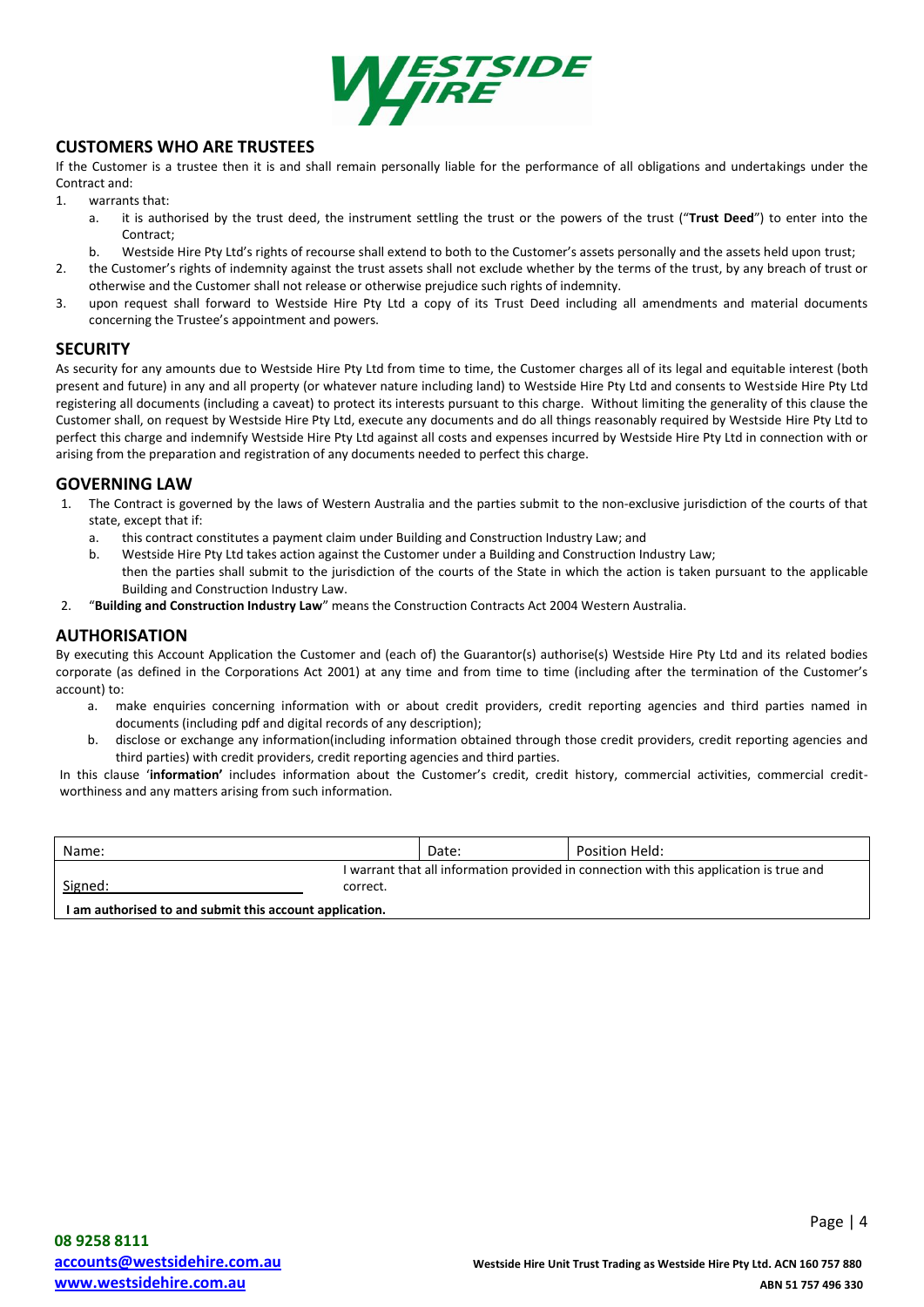## CUSTOMERS WHO ARE TRUSTEES

If the Customer is a trustee then it is and shall remain personally liable for the performance of all obligations and undertakings under the Contract and:

1. warrants that:
   a. it is authorised by the trust deed, the instrument settling the trust or the powers of the trust ("**Trust Deed**") to enter into the Contract;
   b. Westside Hire Pty Ltd's rights of recourse shall extend to both to the Customer's assets personally and the assets held upon trust;
2. the Customer's rights of indemnity against the trust assets shall not exclude whether by the terms of the trust, by any breach of trust or otherwise and the Customer shall not release or otherwise prejudice such rights of indemnity.
3. upon request shall forward to Westside Hire Pty Ltd a copy of its Trust Deed including all amendments and material documents concerning the Trustee's appointment and powers.

## SECURITY

As security for any amounts due to Westside Hire Pty Ltd from time to time, the Customer charges all of its legal and equitable interest (both present and future) in any and all property (or whatever nature including land) to Westside Hire Pty Ltd and consents to Westside Hire Pty Ltd registering all documents (including a caveat) to protect its interests pursuant to this charge. Without limiting the generality of this clause the Customer shall, on request by Westside Hire Pty Ltd, execute any documents and do all things reasonably required by Westside Hire Pty Ltd to perfect this charge and indemnify Westside Hire Pty Ltd against all costs and expenses incurred by Westside Hire Pty Ltd in connection with or arising from the preparation and registration of any documents needed to perfect this charge.

## GOVERNING LAW

1. The Contract is governed by the laws of Western Australia and the parties submit to the non-exclusive jurisdiction of the courts of that state, except that if:
   a. this contract constitutes a payment claim under Building and Construction Industry Law; and
   b. Westside Hire Pty Ltd takes action against the Customer under a Building and Construction Industry Law;

   then the parties shall submit to the jurisdiction of the courts of the State in which the action is taken pursuant to the applicable Building and Construction Industry Law.
2. "**Building and Construction Industry Law**" means the Construction Contracts Act 2004 Western Australia.

## AUTHORISATION

By executing this Account Application the Customer and (each of) the Guarantor(s) authorise(s) Westside Hire Pty Ltd and its related bodies corporate (as defined in the Corporations Act 2001) at any time and from time to time (including after the termination of the Customer's account) to:

a. make enquiries concerning information with or about credit providers, credit reporting agencies and third parties named in documents (including pdf and digital records of any description);
b. disclose or exchange any information(including information obtained through those credit providers, credit reporting agencies and third parties) with credit providers, credit reporting agencies and third parties.

In this clause '**information'** includes information about the Customer's credit, credit history, commercial activities, commercial credit-worthiness and any matters arising from such information.

| Name: | Date: | Position Held: |
|---|---|---|
| Signed: | I warrant that all information provided in connection with this application is true and correct. | |
| **I am authorised to and submit this account application.** | | |

**08 9258 8111**
**accounts@westsidehire.com.au**
**www.westsidehire.com.au**

**Westside Hire Unit Trust Trading as Westside Hire Pty Ltd. ACN 160 757 880**
**ABN 51 757 496 330**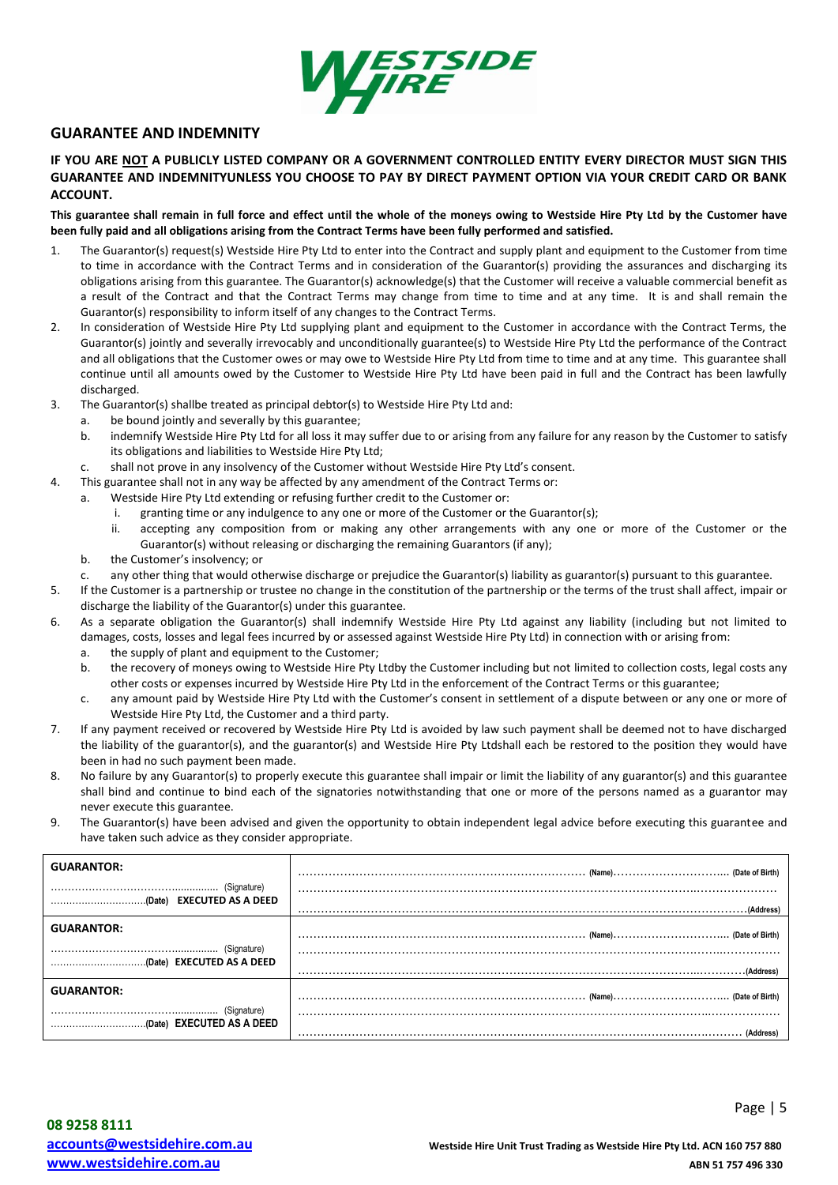## GUARANTEE AND INDEMNITY

**IF YOU ARE <u>NOT</u> A PUBLICLY LISTED COMPANY OR A GOVERNMENT CONTROLLED ENTITY EVERY DIRECTOR MUST SIGN THIS GUARANTEE AND INDEMNITYUNLESS YOU CHOOSE TO PAY BY DIRECT PAYMENT OPTION VIA YOUR CREDIT CARD OR BANK ACCOUNT.**

**This guarantee shall remain in full force and effect until the whole of the moneys owing to Westside Hire Pty Ltd by the Customer have been fully paid and all obligations arising from the Contract Terms have been fully performed and satisfied.**

1. The Guarantor(s) request(s) Westside Hire Pty Ltd to enter into the Contract and supply plant and equipment to the Customer from time to time in accordance with the Contract Terms and in consideration of the Guarantor(s) providing the assurances and discharging its obligations arising from this guarantee. The Guarantor(s) acknowledge(s) that the Customer will receive a valuable commercial benefit as a result of the Contract and that the Contract Terms may change from time to time and at any time. It is and shall remain the Guarantor(s) responsibility to inform itself of any changes to the Contract Terms.
2. In consideration of Westside Hire Pty Ltd supplying plant and equipment to the Customer in accordance with the Contract Terms, the Guarantor(s) jointly and severally irrevocably and unconditionally guarantee(s) to Westside Hire Pty Ltd the performance of the Contract and all obligations that the Customer owes or may owe to Westside Hire Pty Ltd from time to time and at any time. This guarantee shall continue until all amounts owed by the Customer to Westside Hire Pty Ltd have been paid in full and the Contract has been lawfully discharged.
3. The Guarantor(s) shallbe treated as principal debtor(s) to Westside Hire Pty Ltd and:
   a. be bound jointly and severally by this guarantee;
   b. indemnify Westside Hire Pty Ltd for all loss it may suffer due to or arising from any failure for any reason by the Customer to satisfy its obligations and liabilities to Westside Hire Pty Ltd;
   c. shall not prove in any insolvency of the Customer without Westside Hire Pty Ltd's consent.
4. This guarantee shall not in any way be affected by any amendment of the Contract Terms or:
   a. Westside Hire Pty Ltd extending or refusing further credit to the Customer or:
      i. granting time or any indulgence to any one or more of the Customer or the Guarantor(s);
      ii. accepting any composition from or making any other arrangements with any one or more of the Customer or the Guarantor(s) without releasing or discharging the remaining Guarantors (if any);
   b. the Customer's insolvency; or
   c. any other thing that would otherwise discharge or prejudice the Guarantor(s) liability as guarantor(s) pursuant to this guarantee.
5. If the Customer is a partnership or trustee no change in the constitution of the partnership or the terms of the trust shall affect, impair or discharge the liability of the Guarantor(s) under this guarantee.
6. As a separate obligation the Guarantor(s) shall indemnify Westside Hire Pty Ltd against any liability (including but not limited to damages, costs, losses and legal fees incurred by or assessed against Westside Hire Pty Ltd) in connection with or arising from:
   a. the supply of plant and equipment to the Customer;
   b. the recovery of moneys owing to Westside Hire Pty Ltdby the Customer including but not limited to collection costs, legal costs any other costs or expenses incurred by Westside Hire Pty Ltd in the enforcement of the Contract Terms or this guarantee;
   c. any amount paid by Westside Hire Pty Ltd with the Customer's consent in settlement of a dispute between or any one or more of Westside Hire Pty Ltd, the Customer and a third party.
7. If any payment received or recovered by Westside Hire Pty Ltd is avoided by law such payment shall be deemed not to have discharged the liability of the guarantor(s), and the guarantor(s) and Westside Hire Pty Ltdshall each be restored to the position they would have been in had no such payment been made.
8. No failure by any Guarantor(s) to properly execute this guarantee shall impair or limit the liability of any guarantor(s) and this guarantee shall bind and continue to bind each of the signatories notwithstanding that one or more of the persons named as a guarantor may never execute this guarantee.
9. The Guarantor(s) have been advised and given the opportunity to obtain independent legal advice before executing this guarantee and have taken such advice as they consider appropriate.

| | |
|---|---|
| **GUARANTOR:**<br>………………………………… (Signature)<br>…………………………(Date) **EXECUTED AS A DEED** | ………………………………… (Name)………………… (Date of Birth)<br>…………………………………………………………<br>…………………………………………………………(Address) |
| **GUARANTOR:**<br>………………………………… (Signature)<br>…………………………(Date) **EXECUTED AS A DEED** | ………………………………… (Name)………………… (Date of Birth)<br>…………………………………………………………<br>…………………………………………………………(Address) |
| **GUARANTOR:**<br>………………………………… (Signature)<br>…………………………(Date) **EXECUTED AS A DEED** | ………………………………… (Name)………………… (Date of Birth)<br>…………………………………………………………<br>…………………………………………………………(Address) |

**08 9258 8111**
**accounts@westsidehire.com.au**
**www.westsidehire.com.au**

**Westside Hire Unit Trust Trading as Westside Hire Pty Ltd. ACN 160 757 880**
**ABN 51 757 496 330**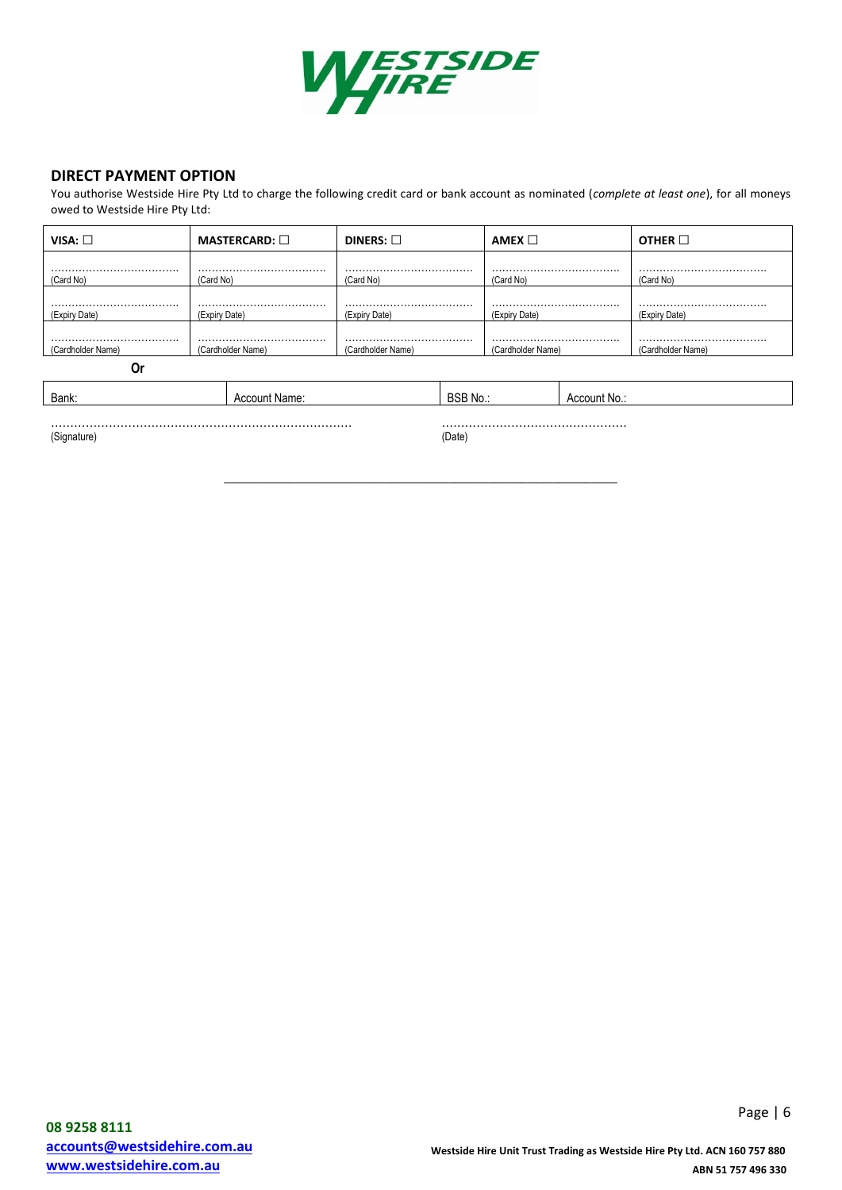## DIRECT PAYMENT OPTION

You authorise Westside Hire Pty Ltd to charge the following credit card or bank account as nominated (*complete at least one*), for all moneys owed to Westside Hire Pty Ltd:

| VISA: ☐ | MASTERCARD: ☐ | DINERS: ☐ | AMEX ☐ | OTHER ☐ |
|---|---|---|---|---|
| ……………………………… (Card No) | ……………………………… (Card No) | ……………………………… (Card No) | ……………………………… (Card No) | ……………………………… (Card No) |
| ……………………………… (Expiry Date) | ……………………………… (Expiry Date) | ……………………………… (Expiry Date) | ……………………………… (Expiry Date) | ……………………………… (Expiry Date) |
| ……………………………… (Cardholder Name) | ……………………………… (Cardholder Name) | ……………………………… (Cardholder Name) | ……………………………… (Cardholder Name) | ……………………………… (Cardholder Name) |

**Or**

| Bank: | Account Name: | BSB No.: | Account No.: |
|---|---|---|---|

…………………………………………………………………… (Signature)

………………………………………… (Date)

---

**08 9258 8111**
**accounts@westsidehire.com.au**
**www.westsidehire.com.au**

**Westside Hire Unit Trust Trading as Westside Hire Pty Ltd. ACN 160 757 880**
**ABN 51 757 496 330**